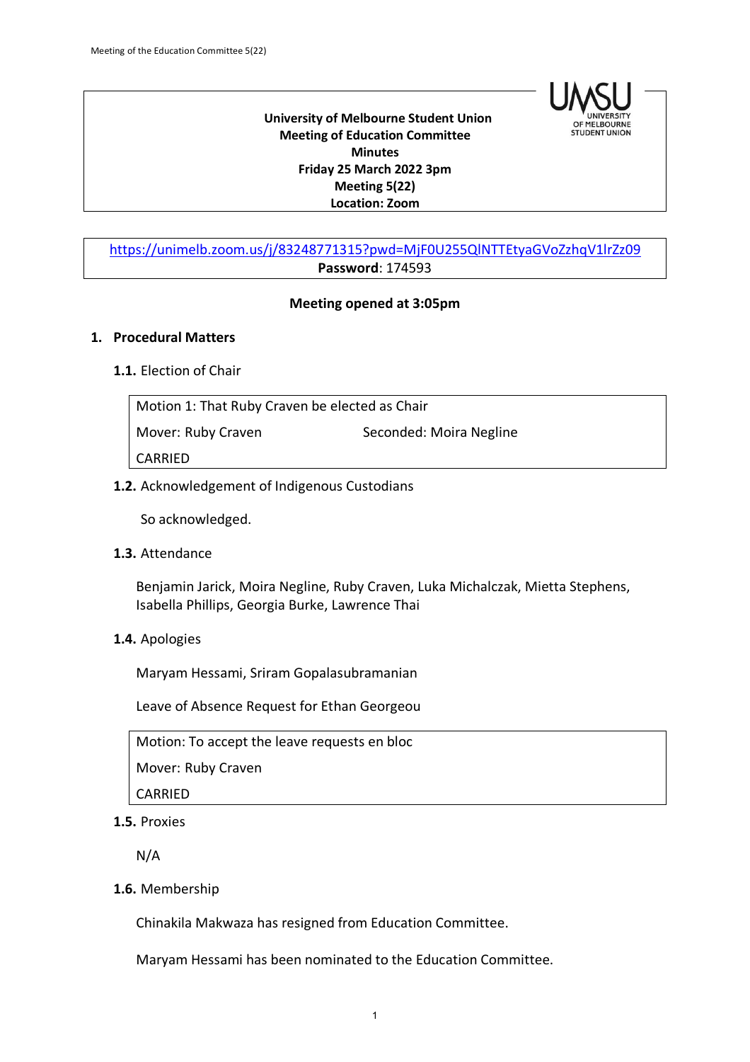**University of Melbourne Student Union**
**Meeting of Education Committee**
**Minutes**
**Friday 25 March 2022 3pm**
**Meeting 5(22)**
**Location: Zoom**

https://unimelb.zoom.us/j/83248771315?pwd=MjF0U255QlNTTEtyaGVoZzhqV1lrZz09
**Password**: 174593

**Meeting opened at 3:05pm**

## 1. Procedural Matters

### 1.1. Election of Chair

| Motion 1: That Ruby Craven be elected as Chair | |
|---|---|
| Mover: Ruby Craven | Seconded: Moira Negline |
| CARRIED | |

### 1.2. Acknowledgement of Indigenous Custodians

So acknowledged.

### 1.3. Attendance

Benjamin Jarick, Moira Negline, Ruby Craven, Luka Michalczak, Mietta Stephens, Isabella Phillips, Georgia Burke, Lawrence Thai

### 1.4. Apologies

Maryam Hessami, Sriram Gopalasubramanian

Leave of Absence Request for Ethan Georgeou

| Motion: To accept the leave requests en bloc |
|---|
| Mover: Ruby Craven |
| CARRIED |

### 1.5. Proxies

N/A

### 1.6. Membership

Chinakila Makwaza has resigned from Education Committee.

Maryam Hessami has been nominated to the Education Committee.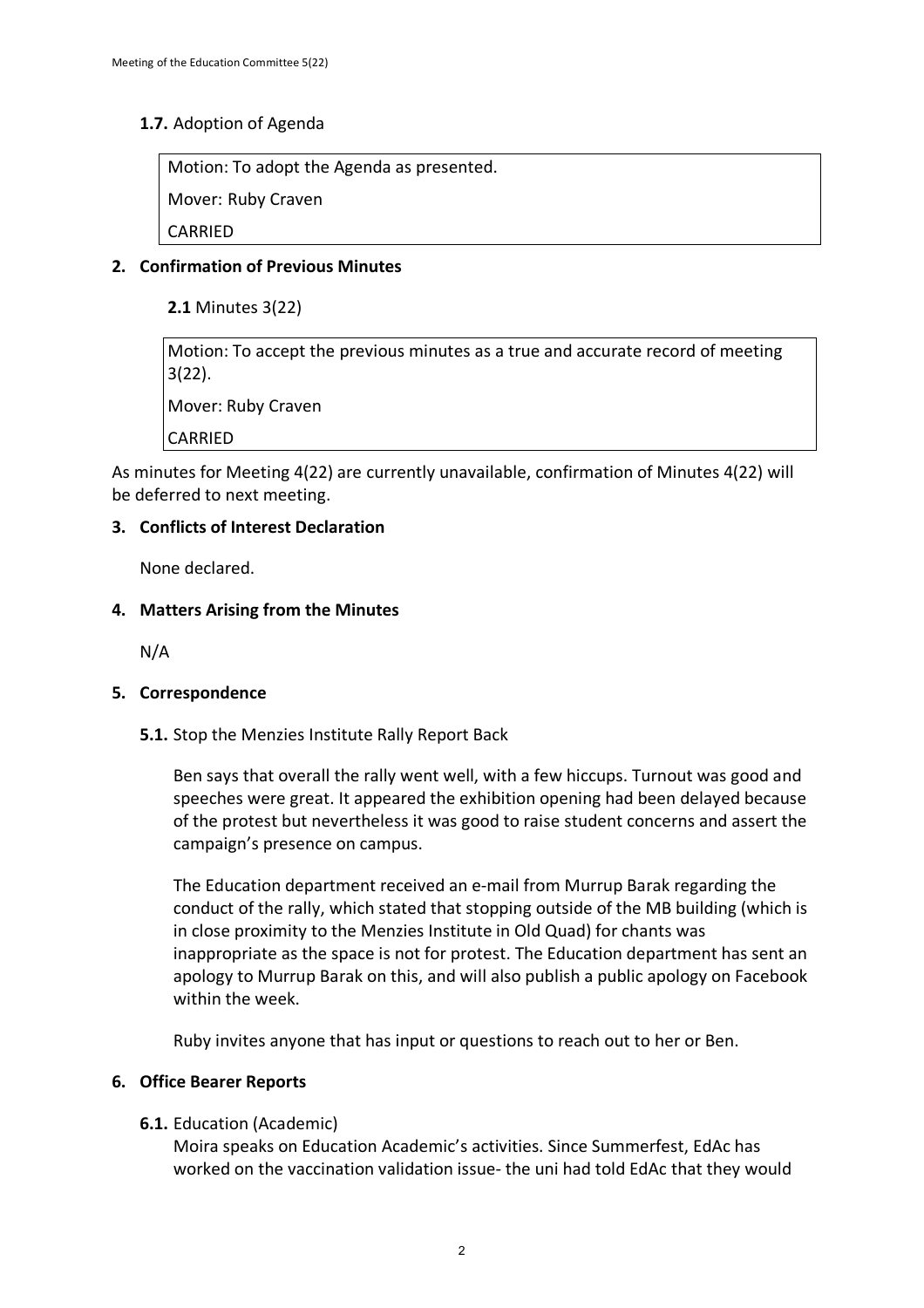**1.7.** Adoption of Agenda

> Motion: To adopt the Agenda as presented.
>
> Mover: Ruby Craven
>
> CARRIED

## 2. Confirmation of Previous Minutes

**2.1** Minutes 3(22)

> Motion: To accept the previous minutes as a true and accurate record of meeting 3(22).
>
> Mover: Ruby Craven
>
> CARRIED

As minutes for Meeting 4(22) are currently unavailable, confirmation of Minutes 4(22) will be deferred to next meeting.

## 3. Conflicts of Interest Declaration

None declared.

## 4. Matters Arising from the Minutes

N/A

## 5. Correspondence

**5.1.** Stop the Menzies Institute Rally Report Back

Ben says that overall the rally went well, with a few hiccups. Turnout was good and speeches were great. It appeared the exhibition opening had been delayed because of the protest but nevertheless it was good to raise student concerns and assert the campaign's presence on campus.

The Education department received an e-mail from Murrup Barak regarding the conduct of the rally, which stated that stopping outside of the MB building (which is in close proximity to the Menzies Institute in Old Quad) for chants was inappropriate as the space is not for protest. The Education department has sent an apology to Murrup Barak on this, and will also publish a public apology on Facebook within the week.

Ruby invites anyone that has input or questions to reach out to her or Ben.

## 6. Office Bearer Reports

**6.1.** Education (Academic)

Moira speaks on Education Academic's activities. Since Summerfest, EdAc has worked on the vaccination validation issue- the uni had told EdAc that they would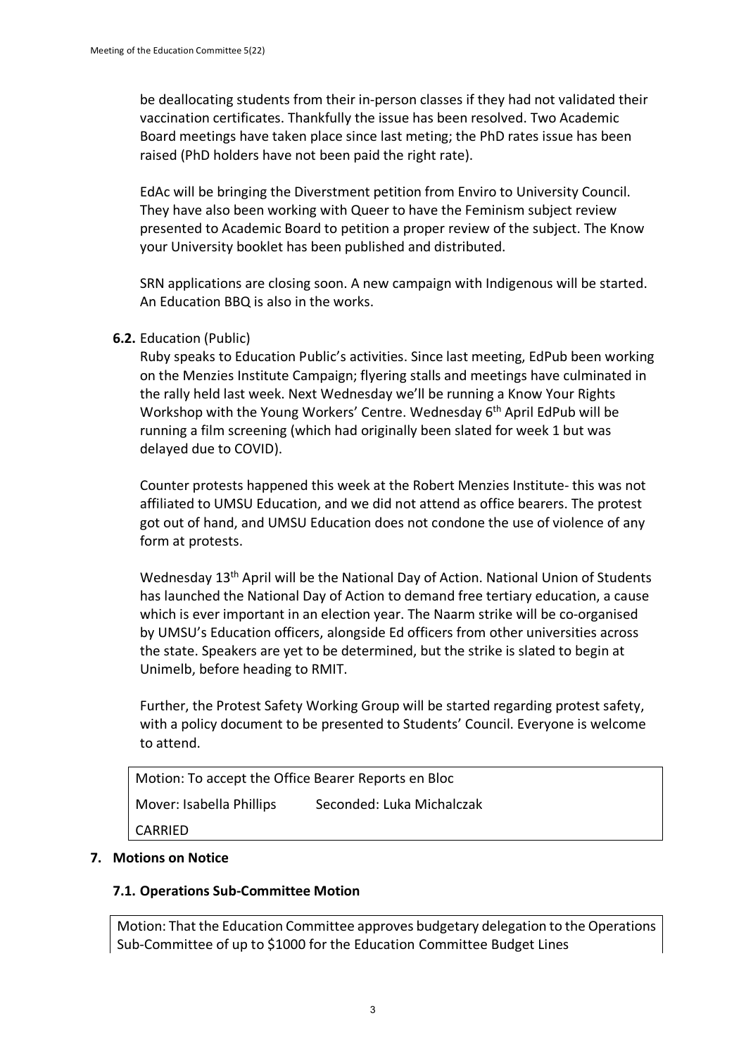be deallocating students from their in-person classes if they had not validated their vaccination certificates. Thankfully the issue has been resolved. Two Academic Board meetings have taken place since last meting; the PhD rates issue has been raised (PhD holders have not been paid the right rate).

EdAc will be bringing the Diverstment petition from Enviro to University Council. They have also been working with Queer to have the Feminism subject review presented to Academic Board to petition a proper review of the subject. The Know your University booklet has been published and distributed.

SRN applications are closing soon. A new campaign with Indigenous will be started. An Education BBQ is also in the works.

**6.2.** Education (Public)

Ruby speaks to Education Public's activities. Since last meeting, EdPub been working on the Menzies Institute Campaign; flyering stalls and meetings have culminated in the rally held last week. Next Wednesday we'll be running a Know Your Rights Workshop with the Young Workers' Centre. Wednesday 6th April EdPub will be running a film screening (which had originally been slated for week 1 but was delayed due to COVID).

Counter protests happened this week at the Robert Menzies Institute- this was not affiliated to UMSU Education, and we did not attend as office bearers. The protest got out of hand, and UMSU Education does not condone the use of violence of any form at protests.

Wednesday 13th April will be the National Day of Action. National Union of Students has launched the National Day of Action to demand free tertiary education, a cause which is ever important in an election year. The Naarm strike will be co-organised by UMSU's Education officers, alongside Ed officers from other universities across the state. Speakers are yet to be determined, but the strike is slated to begin at Unimelb, before heading to RMIT.

Further, the Protest Safety Working Group will be started regarding protest safety, with a policy document to be presented to Students' Council. Everyone is welcome to attend.

| Motion: To accept the Office Bearer Reports en Bloc | |
|---|---|
| Mover: Isabella Phillips | Seconded: Luka Michalczak |
| CARRIED | |

## 7. Motions on Notice

### 7.1. Operations Sub-Committee Motion

Motion: That the Education Committee approves budgetary delegation to the Operations Sub-Committee of up to $1000 for the Education Committee Budget Lines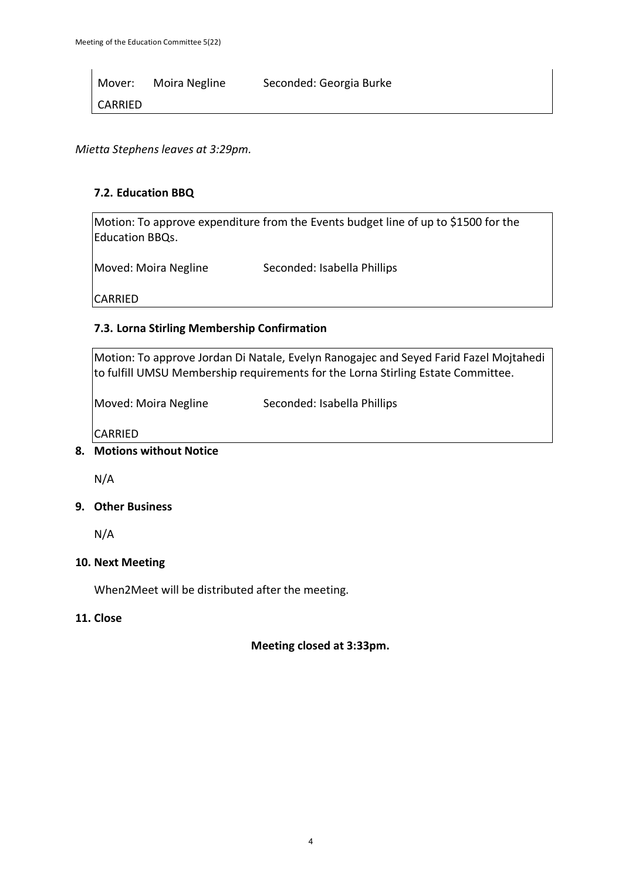Mover: Moira Negline Seconded: Georgia Burke

CARRIED

*Mietta Stephens leaves at 3:29pm.*

### 7.2. Education BBQ

Motion: To approve expenditure from the Events budget line of up to $1500 for the Education BBQs.

Moved: Moira Negline Seconded: Isabella Phillips

CARRIED

### 7.3. Lorna Stirling Membership Confirmation

Motion: To approve Jordan Di Natale, Evelyn Ranogajec and Seyed Farid Fazel Mojtahedi to fulfill UMSU Membership requirements for the Lorna Stirling Estate Committee.

Moved: Moira Negline Seconded: Isabella Phillips

CARRIED

## 8. Motions without Notice

N/A

## 9. Other Business

N/A

## 10. Next Meeting

When2Meet will be distributed after the meeting.

## 11. Close

**Meeting closed at 3:33pm.**